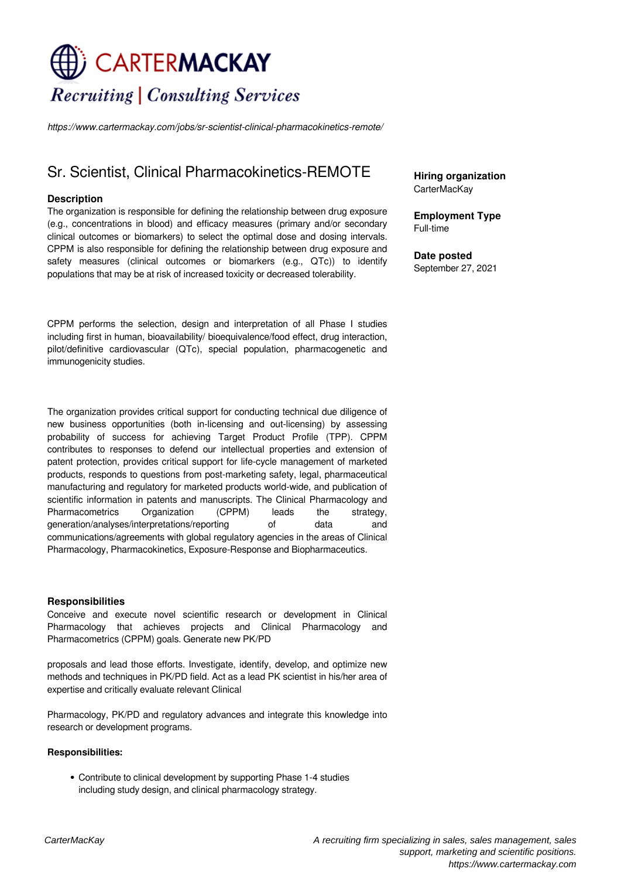# CARTERMACKAY

*Recruiting | Consulting Services*

*https://www.cartermackay.com/jobs/sr-scientist-clinical-pharmacokinetics-remote/*

## Sr. Scientist, Clinical Pharmacokinetics-REMOTE

**Hiring organization**
CarterMacKay

**Employment Type**
Full-time

**Date posted**
September 27, 2021

### Description

The organization is responsible for defining the relationship between drug exposure (e.g., concentrations in blood) and efficacy measures (primary and/or secondary clinical outcomes or biomarkers) to select the optimal dose and dosing intervals. CPPM is also responsible for defining the relationship between drug exposure and safety measures (clinical outcomes or biomarkers (e.g., QTc)) to identify populations that may be at risk of increased toxicity or decreased tolerability.

CPPM performs the selection, design and interpretation of all Phase I studies including first in human, bioavailability/ bioequivalence/food effect, drug interaction, pilot/definitive cardiovascular (QTc), special population, pharmacogenetic and immunogenicity studies.

The organization provides critical support for conducting technical due diligence of new business opportunities (both in-licensing and out-licensing) by assessing probability of success for achieving Target Product Profile (TPP). CPPM contributes to responses to defend our intellectual properties and extension of patent protection, provides critical support for life-cycle management of marketed products, responds to questions from post-marketing safety, legal, pharmaceutical manufacturing and regulatory for marketed products world-wide, and publication of scientific information in patents and manuscripts. The Clinical Pharmacology and Pharmacometrics Organization (CPPM) leads the strategy, generation/analyses/interpretations/reporting of data and communications/agreements with global regulatory agencies in the areas of Clinical Pharmacology, Pharmacokinetics, Exposure-Response and Biopharmaceutics.

### Responsibilities

Conceive and execute novel scientific research or development in Clinical Pharmacology that achieves projects and Clinical Pharmacology and Pharmacometrics (CPPM) goals. Generate new PK/PD

proposals and lead those efforts. Investigate, identify, develop, and optimize new methods and techniques in PK/PD field. Act as a lead PK scientist in his/her area of expertise and critically evaluate relevant Clinical

Pharmacology, PK/PD and regulatory advances and integrate this knowledge into research or development programs.

**Responsibilities:**

- Contribute to clinical development by supporting Phase 1-4 studies including study design, and clinical pharmacology strategy.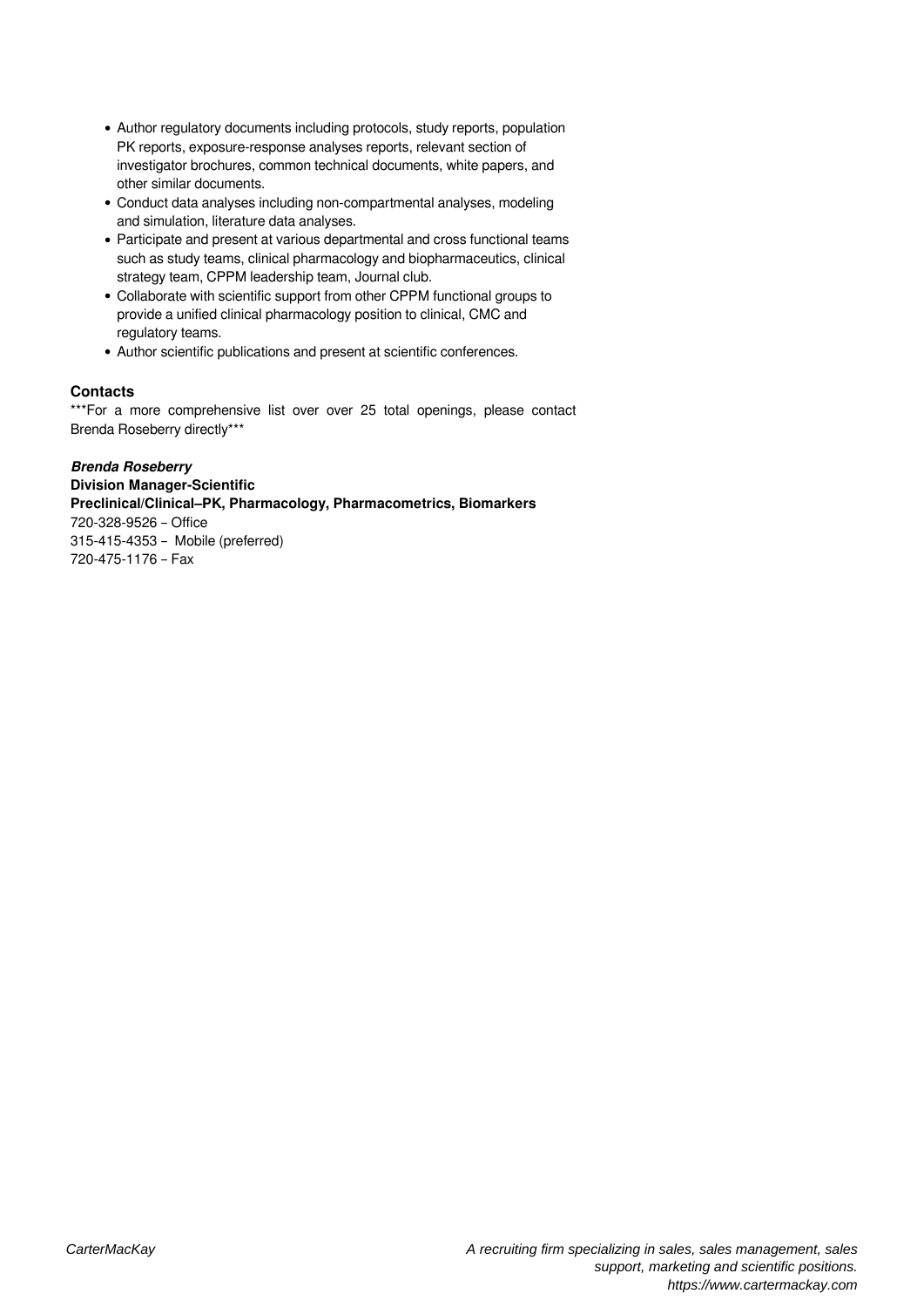- Author regulatory documents including protocols, study reports, population PK reports, exposure-response analyses reports, relevant section of investigator brochures, common technical documents, white papers, and other similar documents.
- Conduct data analyses including non-compartmental analyses, modeling and simulation, literature data analyses.
- Participate and present at various departmental and cross functional teams such as study teams, clinical pharmacology and biopharmaceutics, clinical strategy team, CPPM leadership team, Journal club.
- Collaborate with scientific support from other CPPM functional groups to provide a unified clinical pharmacology position to clinical, CMC and regulatory teams.
- Author scientific publications and present at scientific conferences.

### Contacts

***For a more comprehensive list over over 25 total openings, please contact Brenda Roseberry directly***

***Brenda Roseberry***
**Division Manager-Scientific**
**Preclinical/Clinical–PK, Pharmacology, Pharmacometrics, Biomarkers**
720-328-9526 – Office
315-415-4353 – Mobile (preferred)
720-475-1176 – Fax

*CarterMacKay*

*A recruiting firm specializing in sales, sales management, sales support, marketing and scientific positions.*
*https://www.cartermackay.com*